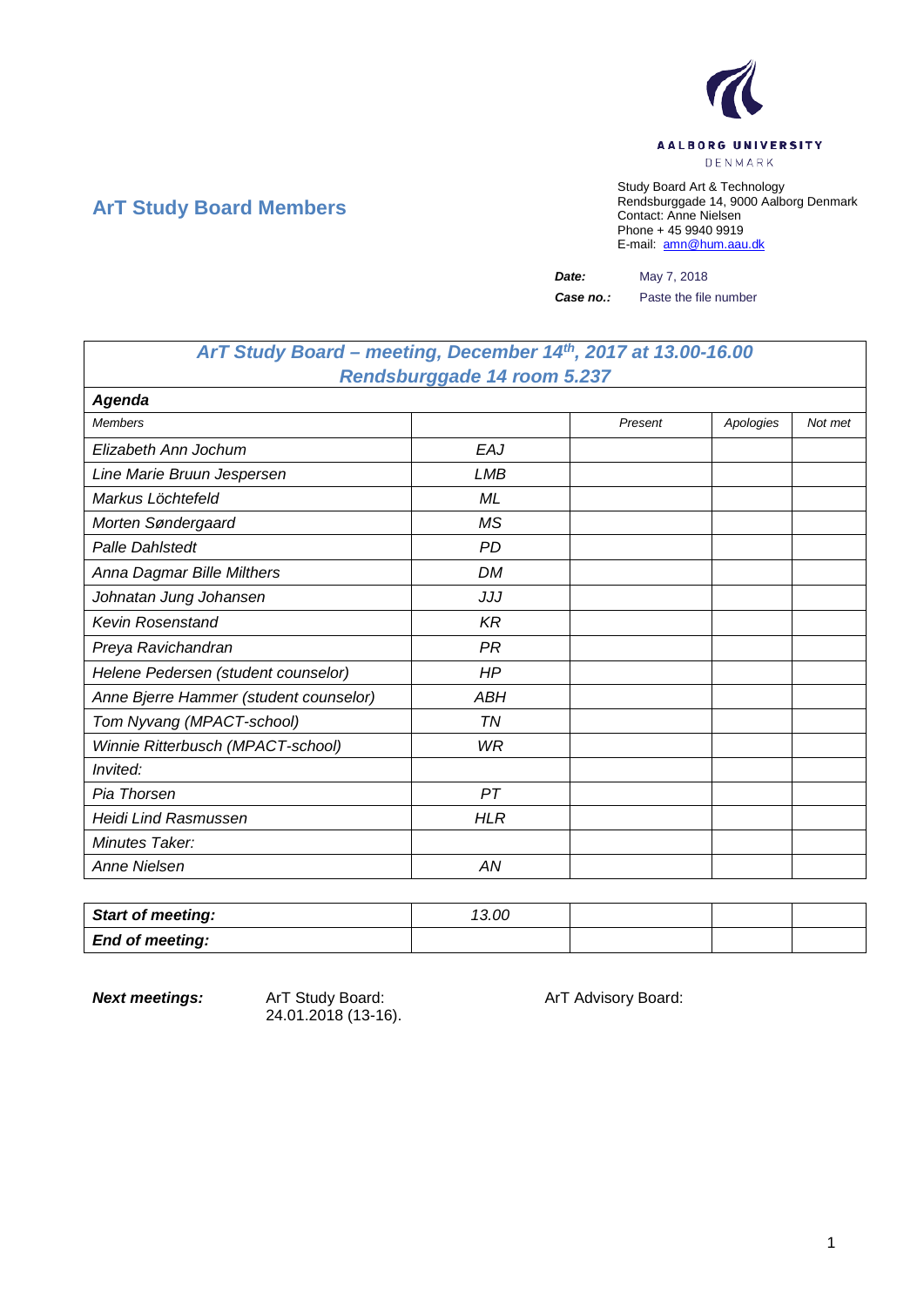AALBORG UNIVERSITY
DENMARK

## ArT Study Board Members

Study Board Art & Technology
Rendsburggade 14, 9000 Aalborg Denmark
Contact: Anne Nielsen
Phone + 45 9940 9919
E-mail: amn@hum.aau.dk

**Date:** May 7, 2018

**Case no.:** Paste the file number

| *ArT Study Board – meeting, December 14th, 2017 at 13.00-16.00 Rendsburggade 14 room 5.237* | | | | |
|---|---|---|---|---|
| ***Agenda*** | | | | |
| *Members* | | *Present* | *Apologies* | *Not met* |
| *Elizabeth Ann Jochum* | *EAJ* | | | |
| *Line Marie Bruun Jespersen* | *LMB* | | | |
| *Markus Löchtefeld* | *ML* | | | |
| *Morten Søndergaard* | *MS* | | | |
| *Palle Dahlstedt* | *PD* | | | |
| *Anna Dagmar Bille Milthers* | *DM* | | | |
| *Johnatan Jung Johansen* | *JJJ* | | | |
| *Kevin Rosenstand* | *KR* | | | |
| *Preya Ravichandran* | *PR* | | | |
| *Helene Pedersen (student counselor)* | *HP* | | | |
| *Anne Bjerre Hammer (student counselor)* | *ABH* | | | |
| *Tom Nyvang (MPACT-school)* | *TN* | | | |
| *Winnie Ritterbusch (MPACT-school)* | *WR* | | | |
| *Invited:* | | | | |
| *Pia Thorsen* | *PT* | | | |
| *Heidi Lind Rasmussen* | *HLR* | | | |
| *Minutes Taker:* | | | | |
| *Anne Nielsen* | *AN* | | | |

| ***Start of meeting:*** | *13.00* | | | |
|---|---|---|---|---|
| ***End of meeting:*** | | | | |

***Next meetings:*** ArT Study Board: 24.01.2018 (13-16). ArT Advisory Board: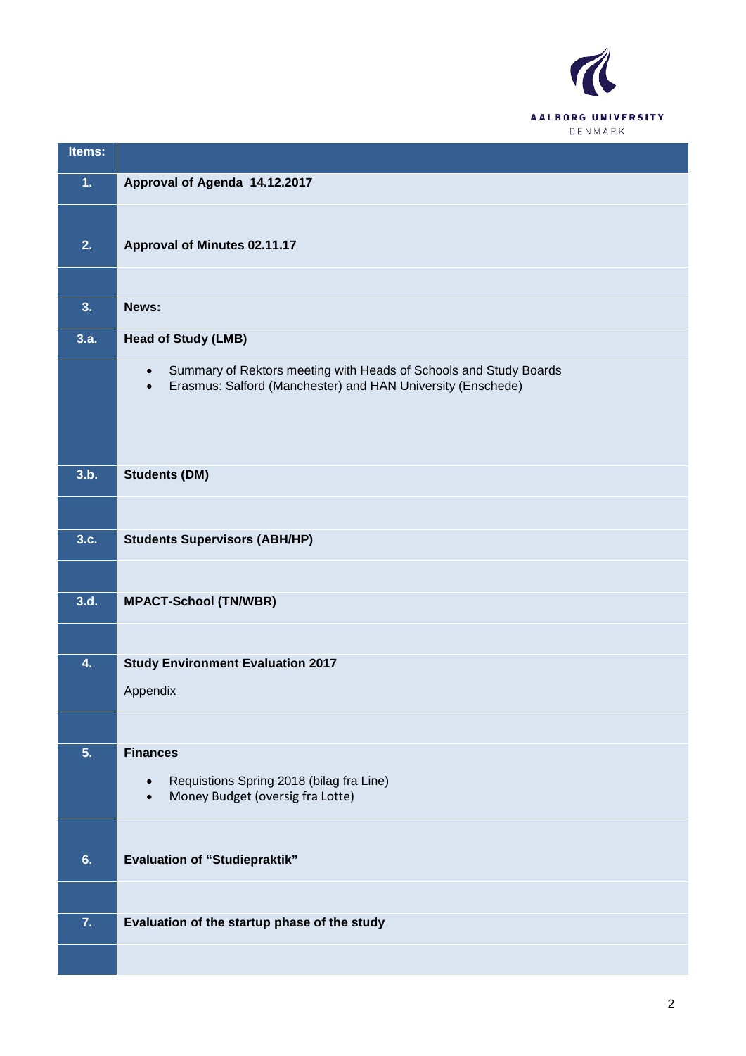| Items: | |
|---|---|
| 1. | **Approval of Agenda 14.12.2017** |
| 2. | **Approval of Minutes 02.11.17** |
| | |
| 3. | **News:** |
| 3.a. | **Head of Study (LMB)** |
| | • Summary of Rektors meeting with Heads of Schools and Study Boards<br>• Erasmus: Salford (Manchester) and HAN University (Enschede) |
| 3.b. | **Students (DM)** |
| | |
| 3.c. | **Students Supervisors (ABH/HP)** |
| | |
| 3.d. | **MPACT-School (TN/WBR)** |
| | |
| 4. | **Study Environment Evaluation 2017**<br>Appendix |
| | |
| 5. | **Finances**<br>• Requistions Spring 2018 (bilag fra Line)<br>• Money Budget (oversig fra Lotte) |
| 6. | **Evaluation of "Studiepraktik"** |
| | |
| 7. | **Evaluation of the startup phase of the study** |
| | |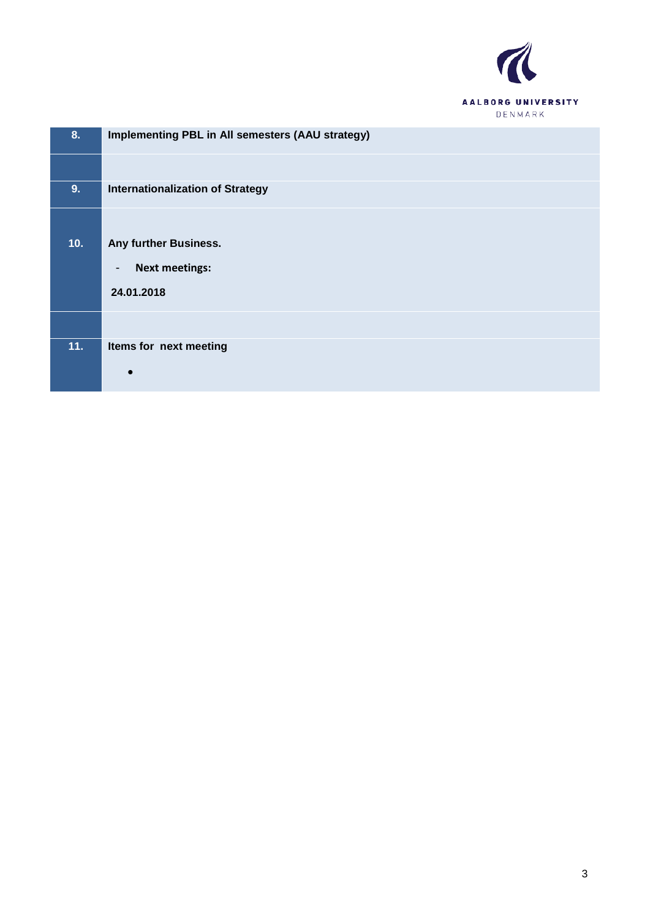AALBORG UNIVERSITY
DENMARK

| | |
|---|---|
| **8.** | **Implementing PBL in All semesters (AAU strategy)** |
| | |
| **9.** | **Internationalization of Strategy** |
| **10.** | **Any further Business.**<br><br>- **Next meetings:**<br><br>**24.01.2018** |
| | |
| **11.** | **Items for next meeting**<br><br>• |